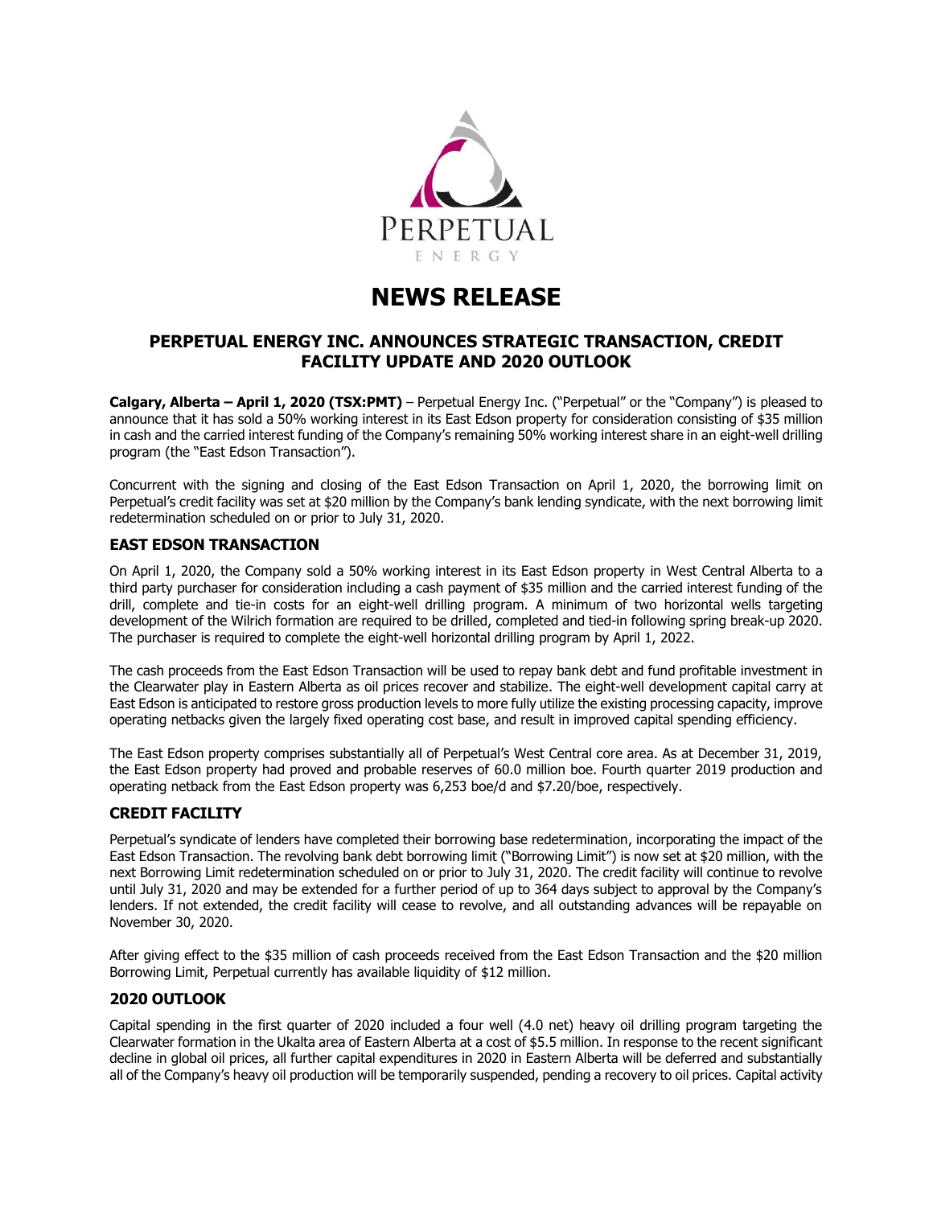PERPETUAL

ENERGY

# NEWS RELEASE

## PERPETUAL ENERGY INC. ANNOUNCES STRATEGIC TRANSACTION, CREDIT FACILITY UPDATE AND 2020 OUTLOOK

**Calgary, Alberta – April 1, 2020 (TSX:PMT)** – Perpetual Energy Inc. ("Perpetual" or the "Company") is pleased to announce that it has sold a 50% working interest in its East Edson property for consideration consisting of $35 million in cash and the carried interest funding of the Company's remaining 50% working interest share in an eight-well drilling program (the "East Edson Transaction").

Concurrent with the signing and closing of the East Edson Transaction on April 1, 2020, the borrowing limit on Perpetual's credit facility was set at $20 million by the Company's bank lending syndicate, with the next borrowing limit redetermination scheduled on or prior to July 31, 2020.

### EAST EDSON TRANSACTION

On April 1, 2020, the Company sold a 50% working interest in its East Edson property in West Central Alberta to a third party purchaser for consideration including a cash payment of $35 million and the carried interest funding of the drill, complete and tie-in costs for an eight-well drilling program. A minimum of two horizontal wells targeting development of the Wilrich formation are required to be drilled, completed and tied-in following spring break-up 2020. The purchaser is required to complete the eight-well horizontal drilling program by April 1, 2022.

The cash proceeds from the East Edson Transaction will be used to repay bank debt and fund profitable investment in the Clearwater play in Eastern Alberta as oil prices recover and stabilize. The eight-well development capital carry at East Edson is anticipated to restore gross production levels to more fully utilize the existing processing capacity, improve operating netbacks given the largely fixed operating cost base, and result in improved capital spending efficiency.

The East Edson property comprises substantially all of Perpetual's West Central core area. As at December 31, 2019, the East Edson property had proved and probable reserves of 60.0 million boe. Fourth quarter 2019 production and operating netback from the East Edson property was 6,253 boe/d and $7.20/boe, respectively.

### CREDIT FACILITY

Perpetual's syndicate of lenders have completed their borrowing base redetermination, incorporating the impact of the East Edson Transaction. The revolving bank debt borrowing limit ("Borrowing Limit") is now set at $20 million, with the next Borrowing Limit redetermination scheduled on or prior to July 31, 2020. The credit facility will continue to revolve until July 31, 2020 and may be extended for a further period of up to 364 days subject to approval by the Company's lenders. If not extended, the credit facility will cease to revolve, and all outstanding advances will be repayable on November 30, 2020.

After giving effect to the $35 million of cash proceeds received from the East Edson Transaction and the $20 million Borrowing Limit, Perpetual currently has available liquidity of $12 million.

### 2020 OUTLOOK

Capital spending in the first quarter of 2020 included a four well (4.0 net) heavy oil drilling program targeting the Clearwater formation in the Ukalta area of Eastern Alberta at a cost of $5.5 million. In response to the recent significant decline in global oil prices, all further capital expenditures in 2020 in Eastern Alberta will be deferred and substantially all of the Company's heavy oil production will be temporarily suspended, pending a recovery to oil prices. Capital activity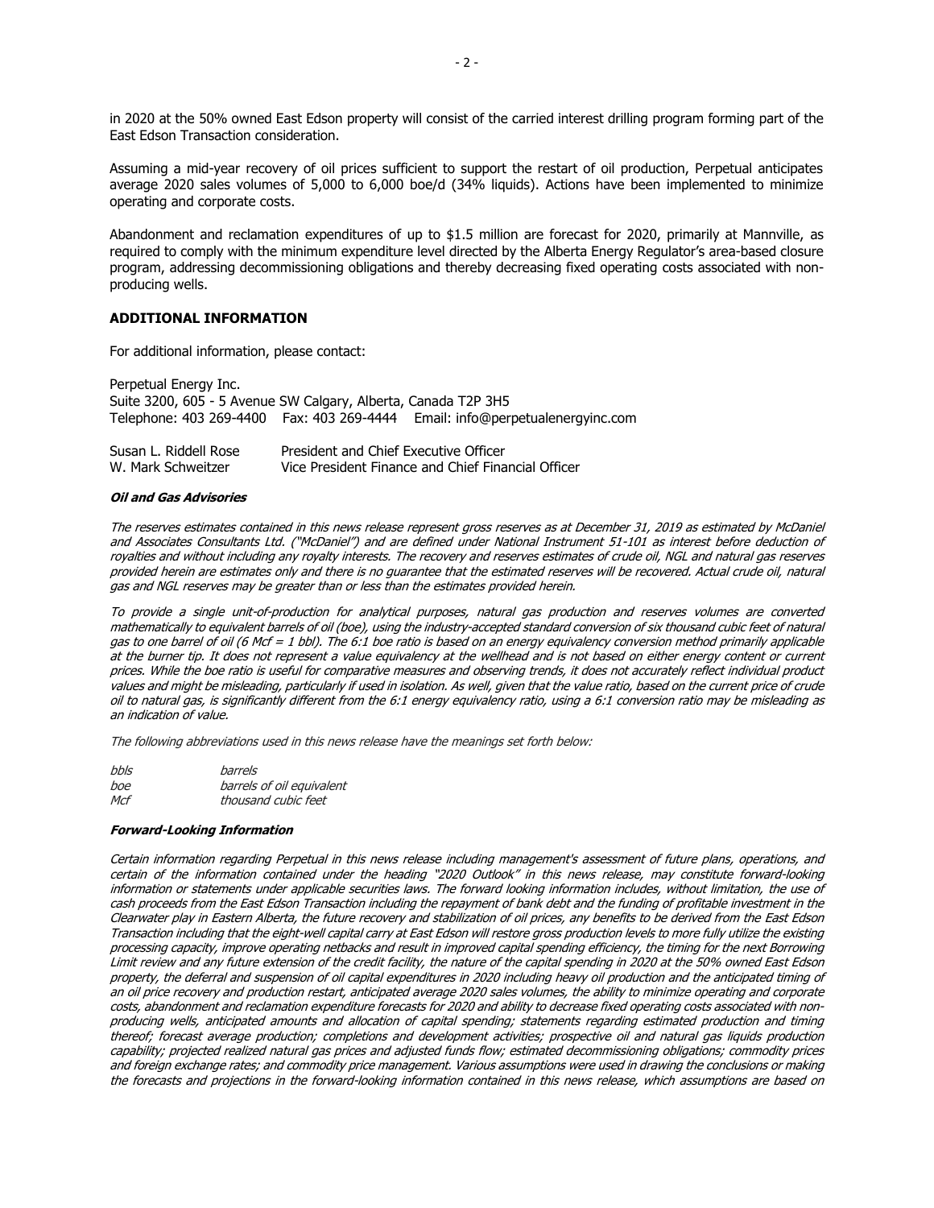in 2020 at the 50% owned East Edson property will consist of the carried interest drilling program forming part of the East Edson Transaction consideration.

Assuming a mid-year recovery of oil prices sufficient to support the restart of oil production, Perpetual anticipates average 2020 sales volumes of 5,000 to 6,000 boe/d (34% liquids). Actions have been implemented to minimize operating and corporate costs.

Abandonment and reclamation expenditures of up to $1.5 million are forecast for 2020, primarily at Mannville, as required to comply with the minimum expenditure level directed by the Alberta Energy Regulator's area-based closure program, addressing decommissioning obligations and thereby decreasing fixed operating costs associated with non-producing wells.

## ADDITIONAL INFORMATION

For additional information, please contact:

Perpetual Energy Inc.
Suite 3200, 605 - 5 Avenue SW Calgary, Alberta, Canada T2P 3H5
Telephone: 403 269-4400 Fax: 403 269-4444 Email: info@perpetualenergyinc.com

Susan L. Riddell Rose President and Chief Executive Officer
W. Mark Schweitzer Vice President Finance and Chief Financial Officer

### *Oil and Gas Advisories*

*The reserves estimates contained in this news release represent gross reserves as at December 31, 2019 as estimated by McDaniel and Associates Consultants Ltd. ("McDaniel") and are defined under National Instrument 51-101 as interest before deduction of royalties and without including any royalty interests. The recovery and reserves estimates of crude oil, NGL and natural gas reserves provided herein are estimates only and there is no guarantee that the estimated reserves will be recovered. Actual crude oil, natural gas and NGL reserves may be greater than or less than the estimates provided herein.*

*To provide a single unit-of-production for analytical purposes, natural gas production and reserves volumes are converted mathematically to equivalent barrels of oil (boe), using the industry-accepted standard conversion of six thousand cubic feet of natural gas to one barrel of oil (6 Mcf = 1 bbl). The 6:1 boe ratio is based on an energy equivalency conversion method primarily applicable at the burner tip. It does not represent a value equivalency at the wellhead and is not based on either energy content or current prices. While the boe ratio is useful for comparative measures and observing trends, it does not accurately reflect individual product values and might be misleading, particularly if used in isolation. As well, given that the value ratio, based on the current price of crude oil to natural gas, is significantly different from the 6:1 energy equivalency ratio, using a 6:1 conversion ratio may be misleading as an indication of value.*

*The following abbreviations used in this news release have the meanings set forth below:*

| | |
|---|---|
| *bbls* | *barrels* |
| *boe* | *barrels of oil equivalent* |
| *Mcf* | *thousand cubic feet* |

### *Forward-Looking Information*

*Certain information regarding Perpetual in this news release including management's assessment of future plans, operations, and certain of the information contained under the heading "2020 Outlook" in this news release, may constitute forward-looking information or statements under applicable securities laws. The forward looking information includes, without limitation, the use of cash proceeds from the East Edson Transaction including the repayment of bank debt and the funding of profitable investment in the Clearwater play in Eastern Alberta, the future recovery and stabilization of oil prices, any benefits to be derived from the East Edson Transaction including that the eight-well capital carry at East Edson will restore gross production levels to more fully utilize the existing processing capacity, improve operating netbacks and result in improved capital spending efficiency, the timing for the next Borrowing Limit review and any future extension of the credit facility, the nature of the capital spending in 2020 at the 50% owned East Edson property, the deferral and suspension of oil capital expenditures in 2020 including heavy oil production and the anticipated timing of an oil price recovery and production restart, anticipated average 2020 sales volumes, the ability to minimize operating and corporate costs, abandonment and reclamation expenditure forecasts for 2020 and ability to decrease fixed operating costs associated with non-producing wells, anticipated amounts and allocation of capital spending; statements regarding estimated production and timing thereof; forecast average production; completions and development activities; prospective oil and natural gas liquids production capability; projected realized natural gas prices and adjusted funds flow; estimated decommissioning obligations; commodity prices and foreign exchange rates; and commodity price management. Various assumptions were used in drawing the conclusions or making the forecasts and projections in the forward-looking information contained in this news release, which assumptions are based on*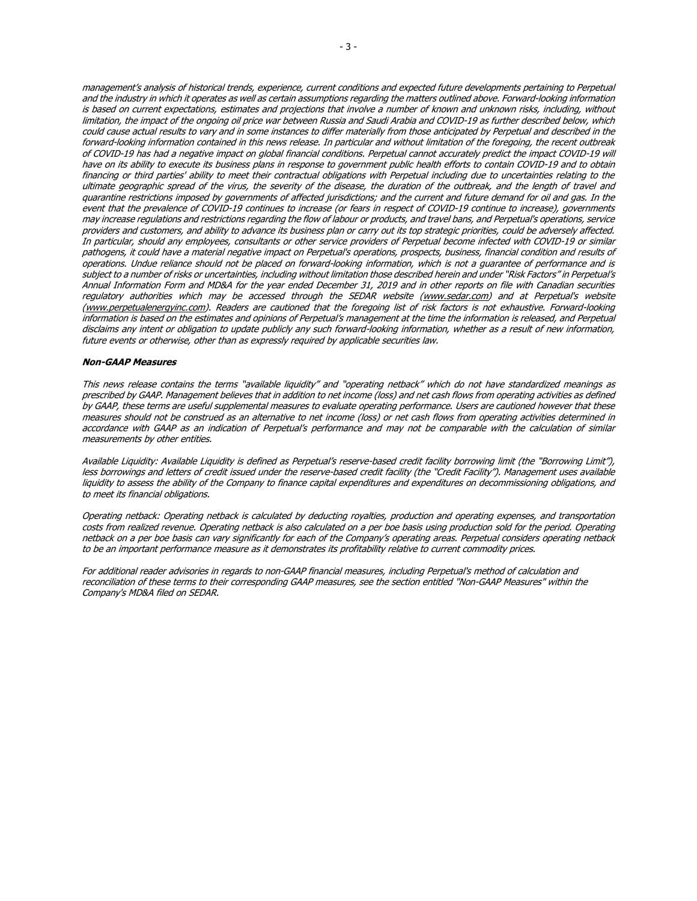*management's analysis of historical trends, experience, current conditions and expected future developments pertaining to Perpetual and the industry in which it operates as well as certain assumptions regarding the matters outlined above. Forward-looking information is based on current expectations, estimates and projections that involve a number of known and unknown risks, including, without limitation, the impact of the ongoing oil price war between Russia and Saudi Arabia and COVID-19 as further described below, which could cause actual results to vary and in some instances to differ materially from those anticipated by Perpetual and described in the forward-looking information contained in this news release. In particular and without limitation of the foregoing, the recent outbreak of COVID-19 has had a negative impact on global financial conditions. Perpetual cannot accurately predict the impact COVID-19 will have on its ability to execute its business plans in response to government public health efforts to contain COVID-19 and to obtain financing or third parties' ability to meet their contractual obligations with Perpetual including due to uncertainties relating to the ultimate geographic spread of the virus, the severity of the disease, the duration of the outbreak, and the length of travel and quarantine restrictions imposed by governments of affected jurisdictions; and the current and future demand for oil and gas. In the event that the prevalence of COVID-19 continues to increase (or fears in respect of COVID-19 continue to increase), governments may increase regulations and restrictions regarding the flow of labour or products, and travel bans, and Perpetual's operations, service providers and customers, and ability to advance its business plan or carry out its top strategic priorities, could be adversely affected. In particular, should any employees, consultants or other service providers of Perpetual become infected with COVID-19 or similar pathogens, it could have a material negative impact on Perpetual's operations, prospects, business, financial condition and results of operations. Undue reliance should not be placed on forward-looking information, which is not a guarantee of performance and is subject to a number of risks or uncertainties, including without limitation those described herein and under "Risk Factors" in Perpetual's Annual Information Form and MD&A for the year ended December 31, 2019 and in other reports on file with Canadian securities regulatory authorities which may be accessed through the SEDAR website (www.sedar.com) and at Perpetual's website (www.perpetualenergyinc.com). Readers are cautioned that the foregoing list of risk factors is not exhaustive. Forward-looking information is based on the estimates and opinions of Perpetual's management at the time the information is released, and Perpetual disclaims any intent or obligation to update publicly any such forward-looking information, whether as a result of new information, future events or otherwise, other than as expressly required by applicable securities law.*

### ***Non-GAAP Measures***

*This news release contains the terms "available liquidity" and "operating netback" which do not have standardized meanings as prescribed by GAAP. Management believes that in addition to net income (loss) and net cash flows from operating activities as defined by GAAP, these terms are useful supplemental measures to evaluate operating performance. Users are cautioned however that these measures should not be construed as an alternative to net income (loss) or net cash flows from operating activities determined in accordance with GAAP as an indication of Perpetual's performance and may not be comparable with the calculation of similar measurements by other entities.*

*Available Liquidity: Available Liquidity is defined as Perpetual's reserve-based credit facility borrowing limit (the "Borrowing Limit"), less borrowings and letters of credit issued under the reserve-based credit facility (the "Credit Facility"). Management uses available liquidity to assess the ability of the Company to finance capital expenditures and expenditures on decommissioning obligations, and to meet its financial obligations.*

*Operating netback: Operating netback is calculated by deducting royalties, production and operating expenses, and transportation costs from realized revenue. Operating netback is also calculated on a per boe basis using production sold for the period. Operating netback on a per boe basis can vary significantly for each of the Company's operating areas. Perpetual considers operating netback to be an important performance measure as it demonstrates its profitability relative to current commodity prices.*

*For additional reader advisories in regards to non-GAAP financial measures, including Perpetual's method of calculation and reconciliation of these terms to their corresponding GAAP measures, see the section entitled "Non-GAAP Measures" within the Company's MD&A filed on SEDAR.*